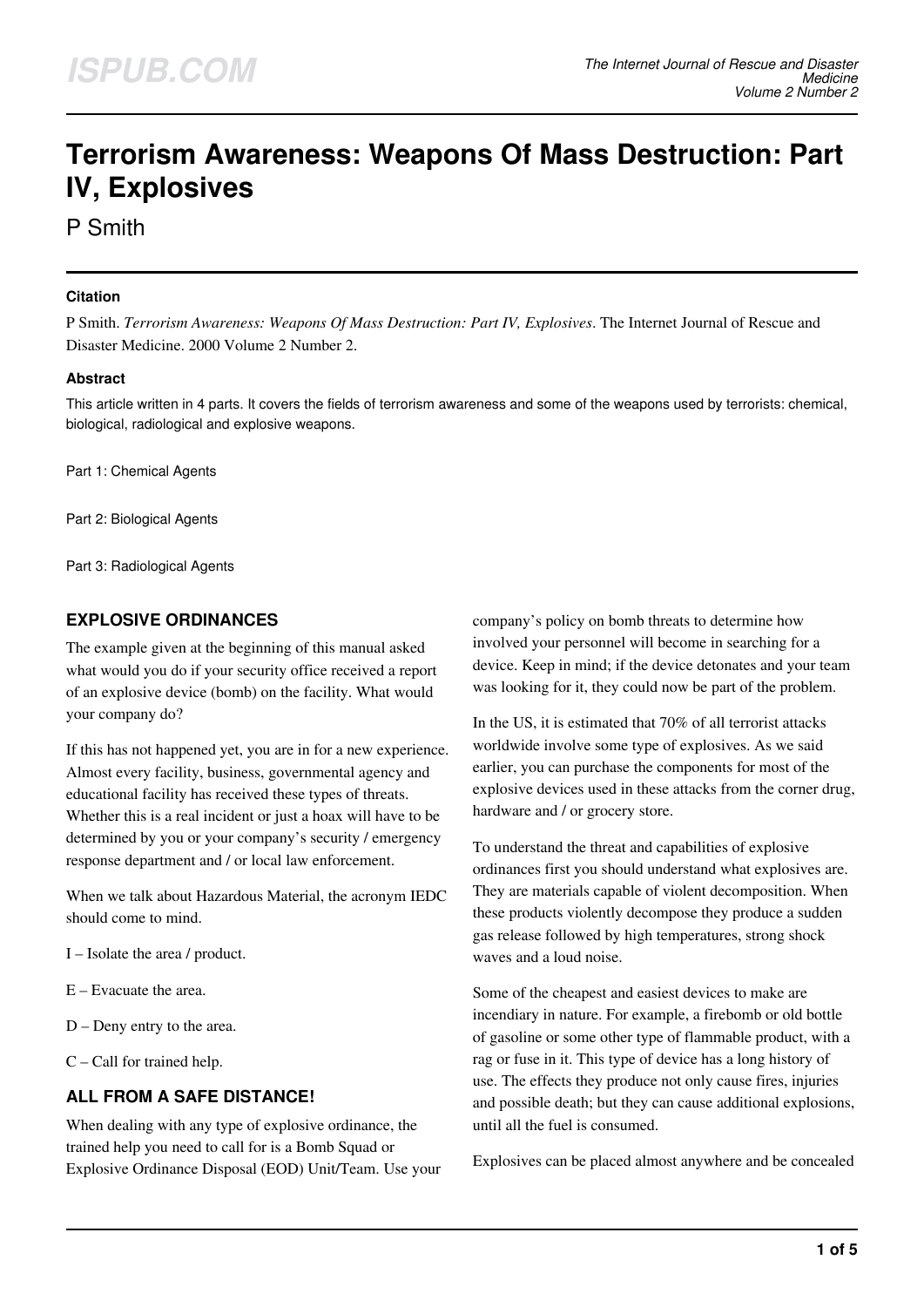# Terrorism Awareness: Weapons Of Mass Destruction: Part IV, Explosives

P Smith

### Citation

P Smith. *Terrorism Awareness: Weapons Of Mass Destruction: Part IV, Explosives*. The Internet Journal of Rescue and Disaster Medicine. 2000 Volume 2 Number 2.

### Abstract

This article written in 4 parts. It covers the fields of terrorism awareness and some of the weapons used by terrorists: chemical, biological, radiological and explosive weapons.

Part 1: Chemical Agents

Part 2: Biological Agents

Part 3: Radiological Agents

## EXPLOSIVE ORDINANCES

The example given at the beginning of this manual asked what would you do if your security office received a report of an explosive device (bomb) on the facility. What would your company do?

If this has not happened yet, you are in for a new experience. Almost every facility, business, governmental agency and educational facility has received these types of threats. Whether this is a real incident or just a hoax will have to be determined by you or your company's security / emergency response department and / or local law enforcement.

When we talk about Hazardous Material, the acronym IEDC should come to mind.

I – Isolate the area / product.

E – Evacuate the area.

D – Deny entry to the area.

C – Call for trained help.

## ALL FROM A SAFE DISTANCE!

When dealing with any type of explosive ordinance, the trained help you need to call for is a Bomb Squad or Explosive Ordinance Disposal (EOD) Unit/Team. Use your company's policy on bomb threats to determine how involved your personnel will become in searching for a device. Keep in mind; if the device detonates and your team was looking for it, they could now be part of the problem.

In the US, it is estimated that 70% of all terrorist attacks worldwide involve some type of explosives. As we said earlier, you can purchase the components for most of the explosive devices used in these attacks from the corner drug, hardware and / or grocery store.

To understand the threat and capabilities of explosive ordinances first you should understand what explosives are. They are materials capable of violent decomposition. When these products violently decompose they produce a sudden gas release followed by high temperatures, strong shock waves and a loud noise.

Some of the cheapest and easiest devices to make are incendiary in nature. For example, a firebomb or old bottle of gasoline or some other type of flammable product, with a rag or fuse in it. This type of device has a long history of use. The effects they produce not only cause fires, injuries and possible death; but they can cause additional explosions, until all the fuel is consumed.

Explosives can be placed almost anywhere and be concealed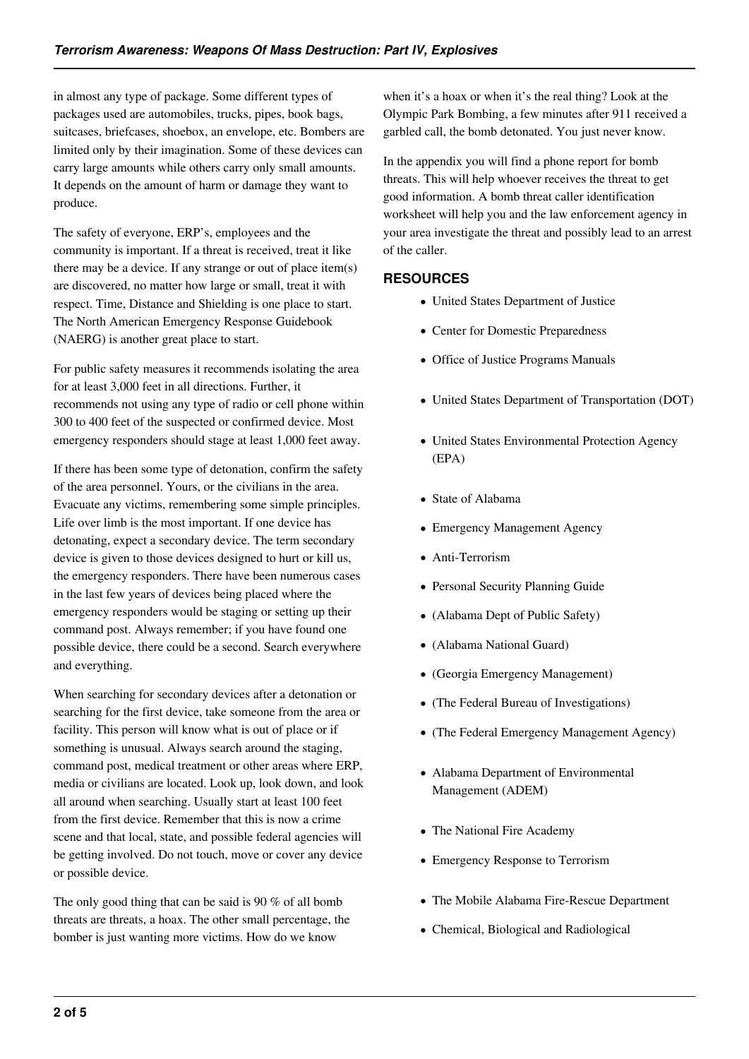in almost any type of package. Some different types of packages used are automobiles, trucks, pipes, book bags, suitcases, briefcases, shoebox, an envelope, etc. Bombers are limited only by their imagination. Some of these devices can carry large amounts while others carry only small amounts. It depends on the amount of harm or damage they want to produce.

The safety of everyone, ERP's, employees and the community is important. If a threat is received, treat it like there may be a device. If any strange or out of place item(s) are discovered, no matter how large or small, treat it with respect. Time, Distance and Shielding is one place to start. The North American Emergency Response Guidebook (NAERG) is another great place to start.

For public safety measures it recommends isolating the area for at least 3,000 feet in all directions. Further, it recommends not using any type of radio or cell phone within 300 to 400 feet of the suspected or confirmed device. Most emergency responders should stage at least 1,000 feet away.

If there has been some type of detonation, confirm the safety of the area personnel. Yours, or the civilians in the area. Evacuate any victims, remembering some simple principles. Life over limb is the most important. If one device has detonating, expect a secondary device. The term secondary device is given to those devices designed to hurt or kill us, the emergency responders. There have been numerous cases in the last few years of devices being placed where the emergency responders would be staging or setting up their command post. Always remember; if you have found one possible device, there could be a second. Search everywhere and everything.

When searching for secondary devices after a detonation or searching for the first device, take someone from the area or facility. This person will know what is out of place or if something is unusual. Always search around the staging, command post, medical treatment or other areas where ERP, media or civilians are located. Look up, look down, and look all around when searching. Usually start at least 100 feet from the first device. Remember that this is now a crime scene and that local, state, and possible federal agencies will be getting involved. Do not touch, move or cover any device or possible device.

The only good thing that can be said is 90 % of all bomb threats are threats, a hoax. The other small percentage, the bomber is just wanting more victims. How do we know when it's a hoax or when it's the real thing? Look at the Olympic Park Bombing, a few minutes after 911 received a garbled call, the bomb detonated. You just never know.

In the appendix you will find a phone report for bomb threats. This will help whoever receives the threat to get good information. A bomb threat caller identification worksheet will help you and the law enforcement agency in your area investigate the threat and possibly lead to an arrest of the caller.

## RESOURCES

- United States Department of Justice
- Center for Domestic Preparedness
- Office of Justice Programs Manuals
- United States Department of Transportation (DOT)
- United States Environmental Protection Agency (EPA)
- State of Alabama
- Emergency Management Agency
- Anti-Terrorism
- Personal Security Planning Guide
- (Alabama Dept of Public Safety)
- (Alabama National Guard)
- (Georgia Emergency Management)
- (The Federal Bureau of Investigations)
- (The Federal Emergency Management Agency)
- Alabama Department of Environmental Management (ADEM)
- The National Fire Academy
- Emergency Response to Terrorism
- The Mobile Alabama Fire-Rescue Department
- Chemical, Biological and Radiological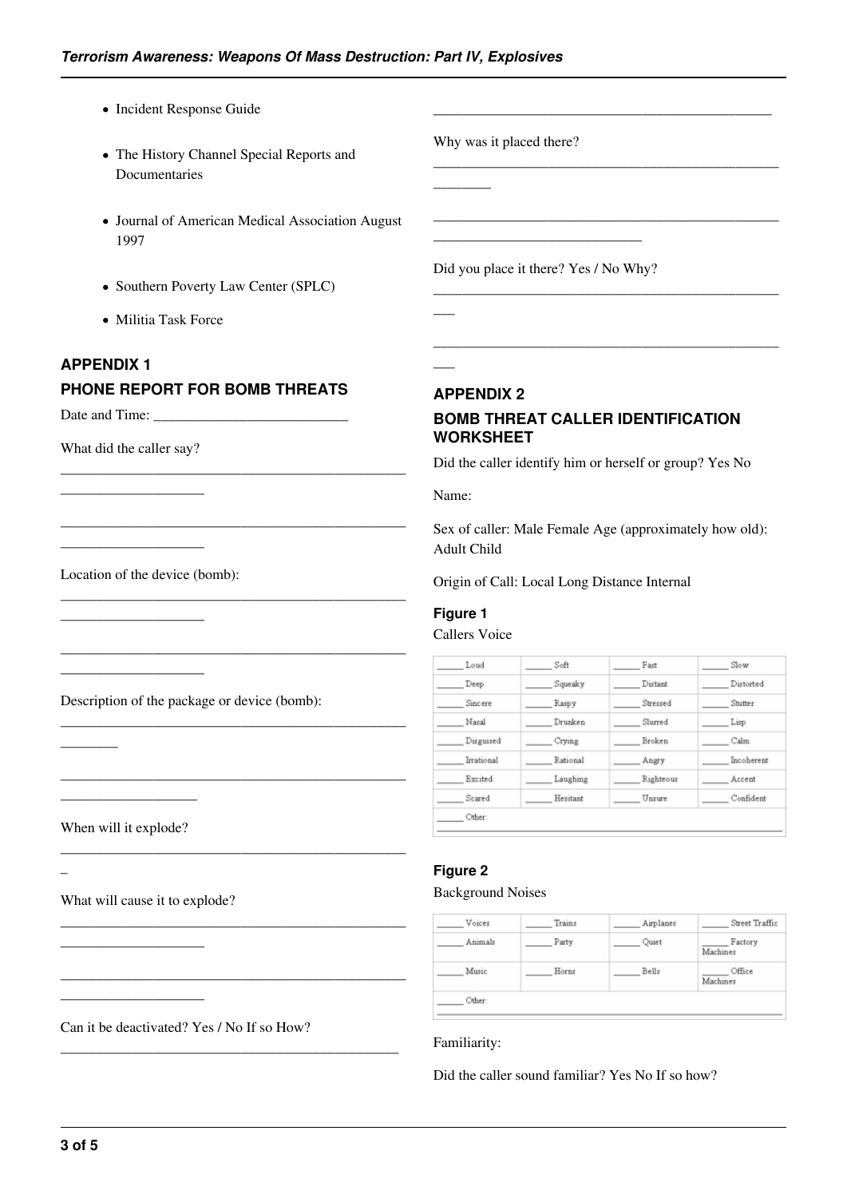- Incident Response Guide
- The History Channel Special Reports and Documentaries
- Journal of American Medical Association August 1997
- Southern Poverty Law Center (SPLC)
- Militia Task Force

## APPENDIX 1

## PHONE REPORT FOR BOMB THREATS

Date and Time: ___________________________

What did the caller say?

____________________________________________________________________

____________________________________________________________________

Location of the device (bomb):

____________________________________________________________________

____________________________________________________________________

Description of the package or device (bomb):

__________________________________________________________

____________________________________________________________________

When will it explode?

__________________________________________________

What will cause it to explode?

____________________________________________________________________

____________________________________________________________________

Can it be deactivated? Yes / No If so How?

________________________________________________

________________________________________________

Why was it placed there?

__________________________________________________________

________________________________________________________________________________

Did you place it there? Yes / No Why?

_____________________________________________________

_____________________________________________________

## APPENDIX 2

## BOMB THREAT CALLER IDENTIFICATION WORKSHEET

Did the caller identify him or herself or group? Yes No

Name:

Sex of caller: Male Female Age (approximately how old): Adult Child

Origin of Call: Local Long Distance Internal

### Figure 1

Callers Voice

| | | | |
|---|---|---|---|
| _____ Loud | _____ Soft | _____ Fast | _____ Slow |
| _____ Deep | _____ Squeaky | _____ Distant | _____ Distorted |
| _____ Sincere | _____ Raspy | _____ Stressed | _____ Stutter |
| _____ Nasal | _____ Drunken | _____ Slurred | _____ Lisp |
| _____ Disguised | _____ Crying | _____ Broken | _____ Calm |
| _____ Irrational | _____ Rational | _____ Angry | _____ Incoherent |
| _____ Excited | _____ Laughing | _____ Righteous | _____ Accent |
| _____ Scared | _____ Hesitant | _____ Unsure | _____ Confident |
| _____ Other: | | | |

### Figure 2

Background Noises

| | | | |
|---|---|---|---|
| _____ Voices | _____ Trains | _____ Airplanes | _____ Street Traffic |
| _____ Animals | _____ Party | _____ Quiet | _____ Factory Machines |
| _____ Music | _____ Horns | _____ Bells | _____ Office Machines |
| _____ Other: | | | |

Familiarity:

Did the caller sound familiar? Yes No If so how?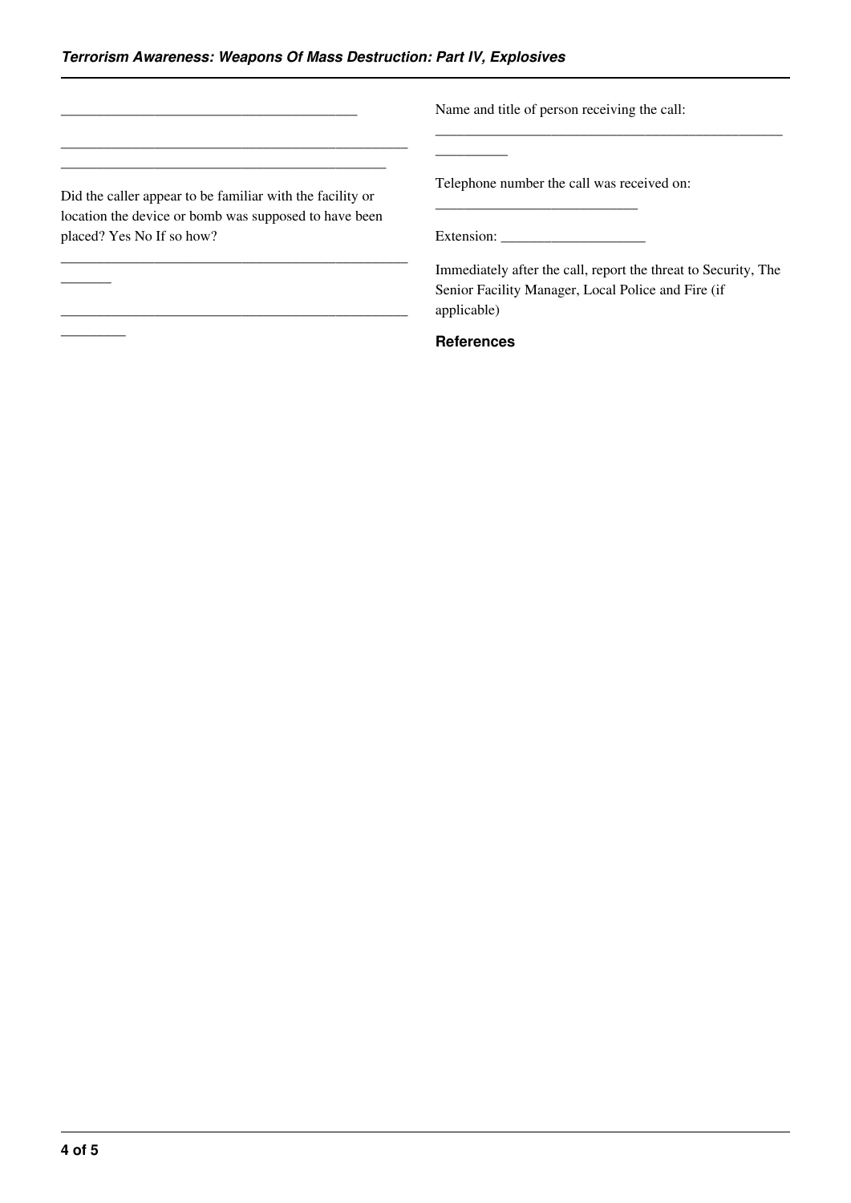\_\_\_\_\_\_\_\_\_\_\_\_\_\_\_\_\_\_\_\_\_\_\_\_\_\_\_\_\_\_\_\_\_\_\_\_\_\_\_\_\_\_\_\_

\_\_\_\_\_\_\_\_\_\_\_\_\_\_\_\_\_\_\_\_\_\_\_\_\_\_\_\_\_\_\_\_\_\_\_\_\_\_\_\_\_\_\_\_\_\_\_\_\_\_\_\_\_\_\_\_\_\_\_\_\_\_\_\_\_\_\_\_\_\_\_\_\_\_\_\_\_\_\_\_\_\_\_\_\_\_\_\_\_\_\_\_\_\_\_\_\_\_\_\_\_

Did the caller appear to be familiar with the facility or location the device or bomb was supposed to have been placed? Yes No If so how?

\_\_\_\_\_\_\_\_\_\_\_\_\_\_\_\_\_\_\_\_\_\_\_\_\_\_\_\_\_\_\_\_\_\_\_\_\_\_\_\_\_\_\_\_\_\_\_\_\_\_\_\_\_\_\_\_

\_\_\_\_\_\_\_\_\_\_\_\_\_\_\_\_\_\_\_\_\_\_\_\_\_\_\_\_\_\_\_\_\_\_\_\_\_\_\_\_\_\_\_\_\_\_\_\_\_\_\_\_\_\_\_\_\_\_\_\_

Name and title of person receiving the call:

\_\_\_\_\_\_\_\_\_\_\_\_\_\_\_\_\_\_\_\_\_\_\_\_\_\_\_\_\_\_\_\_\_\_\_\_\_\_\_\_\_\_\_\_\_\_\_\_\_\_\_\_\_\_\_\_\_\_\_\_\_\_

Telephone number the call was received on:

\_\_\_\_\_\_\_\_\_\_\_\_\_\_\_\_\_\_\_\_\_\_\_\_\_\_\_\_\_\_

Extension: \_\_\_\_\_\_\_\_\_\_\_\_\_\_\_\_\_\_\_\_

Immediately after the call, report the threat to Security, The Senior Facility Manager, Local Police and Fire (if applicable)

### References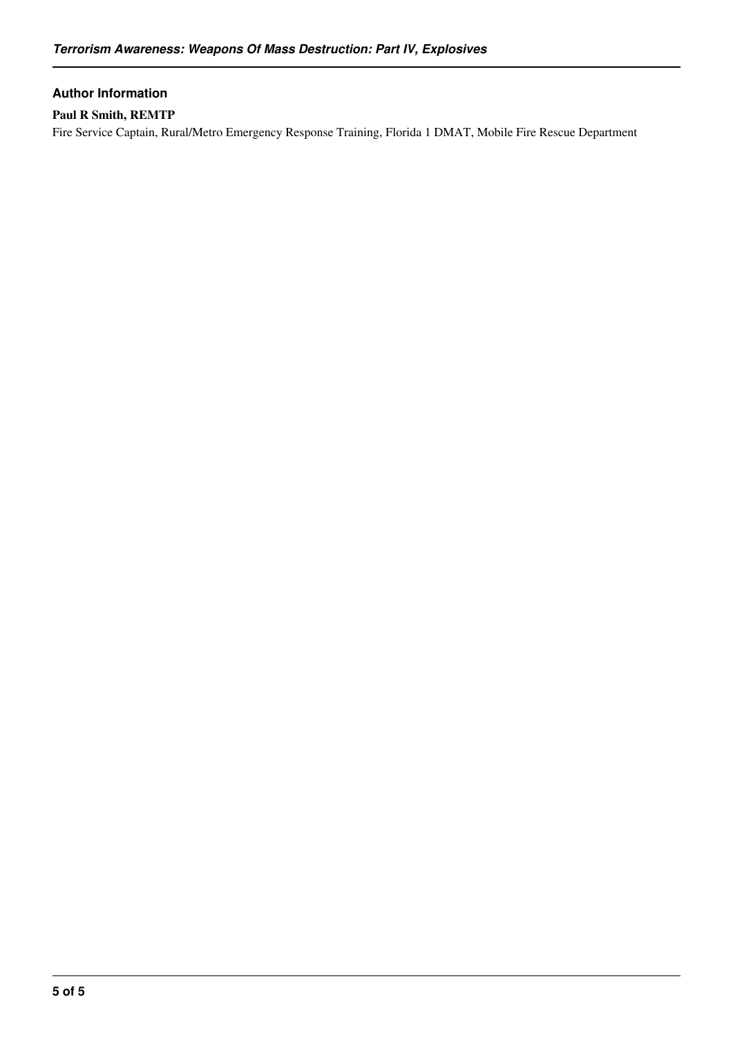## Author Information

**Paul R Smith, REMTP**

Fire Service Captain, Rural/Metro Emergency Response Training, Florida 1 DMAT, Mobile Fire Rescue Department